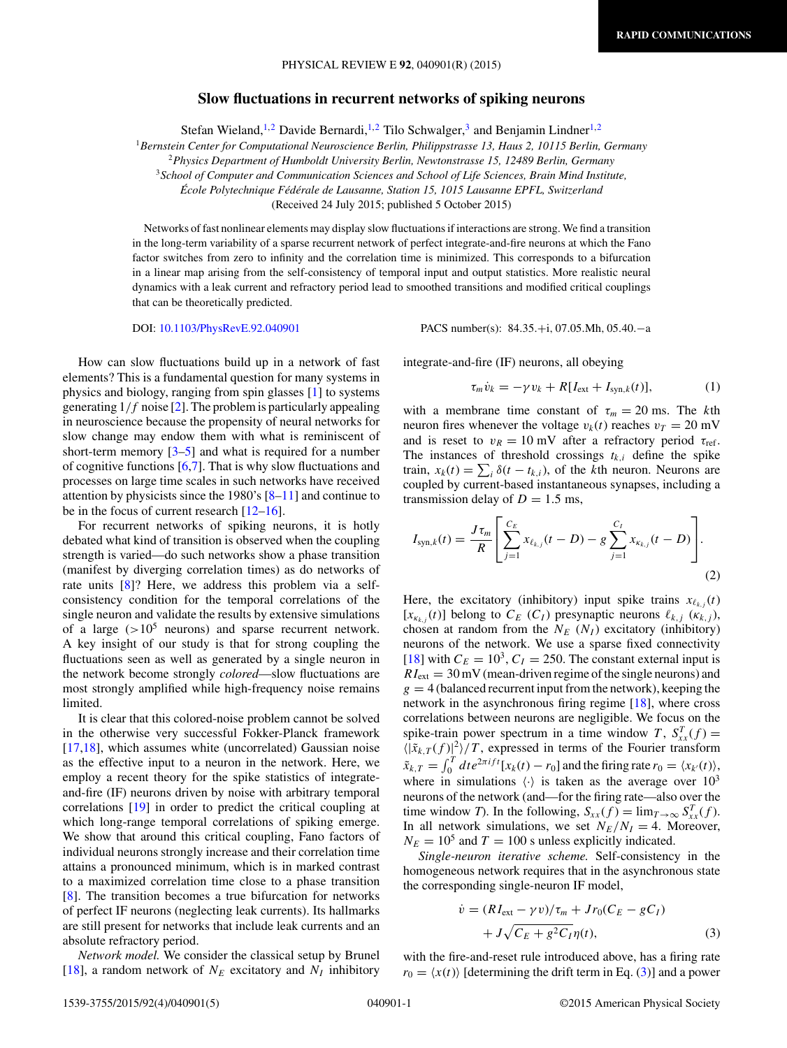RAPID COMMUNICATIONS

# Slow fluctuations in recurrent networks of spiking neurons

Stefan Wieland,[1,2] Davide Bernardi,[1,2] Tilo Schwalger,[3] and Benjamin Lindner[1,2]

[1]Bernstein Center for Computational Neuroscience Berlin, Philippstrasse 13, Haus 2, 10115 Berlin, Germany
[2]Physics Department of Humboldt University Berlin, Newtonstrasse 15, 12489 Berlin, Germany
[3]School of Computer and Communication Sciences and School of Life Sciences, Brain Mind Institute, École Polytechnique Fédérale de Lausanne, Station 15, 1015 Lausanne EPFL, Switzerland

(Received 24 July 2015; published 5 October 2015)

Networks of fast nonlinear elements may display slow fluctuations if interactions are strong. We find a transition in the long-term variability of a sparse recurrent network of perfect integrate-and-fire neurons at which the Fano factor switches from zero to infinity and the correlation time is minimized. This corresponds to a bifurcation in a linear map arising from the self-consistency of temporal input and output statistics. More realistic neural dynamics with a leak current and refractory period lead to smoothed transitions and modified critical couplings that can be theoretically predicted.

DOI: 10.1103/PhysRevE.92.040901 PACS number(s): 84.35.+i, 07.05.Mh, 05.40.−a

How can slow fluctuations build up in a network of fast elements? This is a fundamental question for many systems in physics and biology, ranging from spin glasses [1] to systems generating $1/f$ noise [2]. The problem is particularly appealing in neuroscience because the propensity of neural networks for slow change may endow them with what is reminiscent of short-term memory [3–5] and what is required for a number of cognitive functions [6,7]. That is why slow fluctuations and processes on large time scales in such networks have received attention by physicists since the 1980's [8–11] and continue to be in the focus of current research [12–16].

For recurrent networks of spiking neurons, it is hotly debated what kind of transition is observed when the coupling strength is varied—do such networks show a phase transition (manifest by diverging correlation times) as do networks of rate units [8]? Here, we address this problem via a self-consistency condition for the temporal correlations of the single neuron and validate the results by extensive simulations of a large ($>10^5$ neurons) and sparse recurrent network. A key insight of our study is that for strong coupling the fluctuations seen as well as generated by a single neuron in the network become strongly *colored*—slow fluctuations are most strongly amplified while high-frequency noise remains limited.

It is clear that this colored-noise problem cannot be solved in the otherwise very successful Fokker-Planck framework [17,18], which assumes white (uncorrelated) Gaussian noise as the effective input to a neuron in the network. Here, we employ a recent theory for the spike statistics of integrate-and-fire (IF) neurons driven by noise with arbitrary temporal correlations [19] in order to predict the critical coupling at which long-range temporal correlations of spiking emerge. We show that around this critical coupling, Fano factors of individual neurons strongly increase and their correlation time attains a pronounced minimum, which is in marked contrast to a maximized correlation time close to a phase transition [8]. The transition becomes a true bifurcation for networks of perfect IF neurons (neglecting leak currents). Its hallmarks are still present for networks that include leak currents and an absolute refractory period.

*Network model.* We consider the classical setup by Brunel [18], a random network of $N_E$ excitatory and $N_I$ inhibitory integrate-and-fire (IF) neurons, all obeying

$$\tau_m \dot{v}_k = -\gamma v_k + R[I_{\text{ext}} + I_{\text{syn},k}(t)], \tag{1}$$

with a membrane time constant of $\tau_m = 20$ ms. The $k$th neuron fires whenever the voltage $v_k(t)$ reaches $v_T = 20$ mV and is reset to $v_R = 10$ mV after a refractory period $\tau_{\text{ref}}$. The instances of threshold crossings $t_{k,i}$ define the spike train, $x_k(t) = \sum_i \delta(t - t_{k,i})$, of the $k$th neuron. Neurons are coupled by current-based instantaneous synapses, including a transmission delay of $D = 1.5$ ms,

$$I_{\text{syn},k}(t) = \frac{J\tau_m}{R}\left[\sum_{j=1}^{C_E} x_{\ell_{k,j}}(t-D) - g\sum_{j=1}^{C_I} x_{\kappa_{k,j}}(t-D)\right]. \tag{2}$$

Here, the excitatory (inhibitory) input spike trains $x_{\ell_{k,j}}(t)$ [$x_{\kappa_{k,j}}(t)$] belong to $C_E$ ($C_I$) presynaptic neurons $\ell_{k,j}$ ($\kappa_{k,j}$), chosen at random from the $N_E$ ($N_I$) excitatory (inhibitory) neurons of the network. We use a sparse fixed connectivity [18] with $C_E = 10^3$, $C_I = 250$. The constant external input is $RI_{\text{ext}} = 30$ mV (mean-driven regime of the single neurons) and $g = 4$ (balanced recurrent input from the network), keeping the network in the asynchronous firing regime [18], where cross correlations between neurons are negligible. We focus on the spike-train power spectrum in a time window $T$, $S_{xx}^T(f) = \langle|\tilde{x}_{k,T}(f)|^2\rangle/T$, expressed in terms of the Fourier transform $\tilde{x}_{k,T} = \int_0^T dt e^{2\pi i f t}[x_k(t) - r_0]$ and the firing rate $r_0 = \langle x_{k'}(t)\rangle$, where in simulations $\langle\cdot\rangle$ is taken as the average over $10^3$ neurons of the network (and—for the firing rate—also over the time window $T$). In the following, $S_{xx}(f) = \lim_{T\to\infty} S_{xx}^T(f)$. In all network simulations, we set $N_E/N_I = 4$. Moreover, $N_E = 10^5$ and $T = 100$ s unless explicitly indicated.

*Single-neuron iterative scheme.* Self-consistency in the homogeneous network requires that in the asynchronous state the corresponding single-neuron IF model,

$$\dot{v} = (RI_{\text{ext}} - \gamma v)/\tau_m + Jr_0(C_E - gC_I) + J\sqrt{C_E + g^2 C_I}\,\eta(t), \tag{3}$$

with the fire-and-reset rule introduced above, has a firing rate $r_0 = \langle x(t)\rangle$ [determining the drift term in Eq. (3)] and a power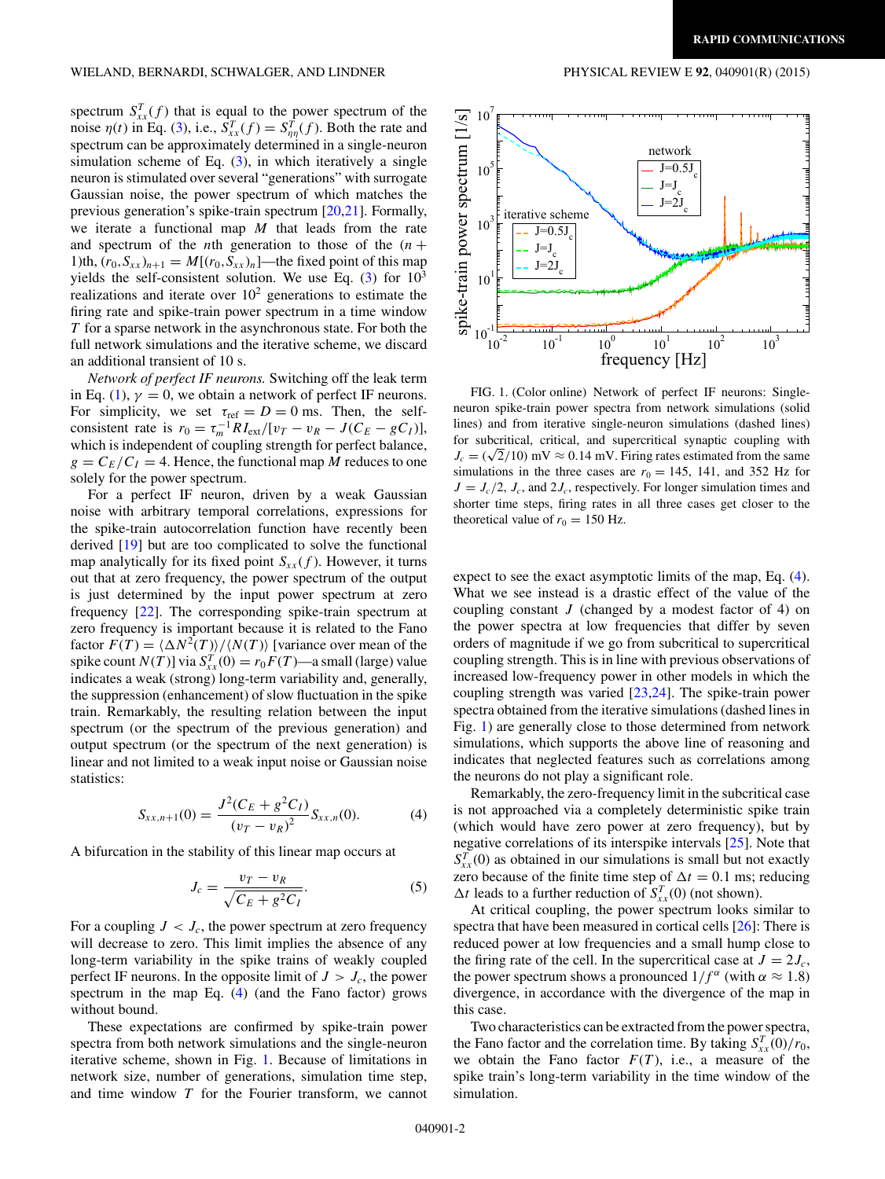spectrum $S^T_{xx}(f)$ that is equal to the power spectrum of the noise $\eta(t)$ in Eq. (3), i.e., $S^T_{xx}(f) = S^T_{\eta\eta}(f)$. Both the rate and spectrum can be approximately determined in a single-neuron simulation scheme of Eq. (3), in which iteratively a single neuron is stimulated over several "generations" with surrogate Gaussian noise, the power spectrum of which matches the previous generation's spike-train spectrum [20,21]. Formally, we iterate a functional map $M$ that leads from the rate and spectrum of the $n$th generation to those of the $(n+1)$th, $(r_0, S_{xx})_{n+1} = M[(r_0, S_{xx})_n]$—the fixed point of this map yields the self-consistent solution. We use Eq. (3) for $10^3$ realizations and iterate over $10^2$ generations to estimate the firing rate and spike-train power spectrum in a time window $T$ for a sparse network in the asynchronous state. For both the full network simulations and the iterative scheme, we discard an additional transient of 10 s.

*Network of perfect IF neurons.* Switching off the leak term in Eq. (1), $\gamma = 0$, we obtain a network of perfect IF neurons. For simplicity, we set $\tau_{\text{ref}} = D = 0$ ms. Then, the self-consistent rate is $r_0 = \tau_m^{-1} R I_{\text{ext}}/[v_T - v_R - J(C_E - gC_I)]$, which is independent of coupling strength for perfect balance, $g = C_E/C_I = 4$. Hence, the functional map $M$ reduces to one solely for the power spectrum.

For a perfect IF neuron, driven by a weak Gaussian noise with arbitrary temporal correlations, expressions for the spike-train autocorrelation function have recently been derived [19] but are too complicated to solve the functional map analytically for its fixed point $S_{xx}(f)$. However, it turns out that at zero frequency, the power spectrum of the output is just determined by the input power spectrum at zero frequency [22]. The corresponding spike-train spectrum at zero frequency is important because it is related to the Fano factor $F(T) = \langle \Delta N^2(T)\rangle / \langle N(T)\rangle$ [variance over mean of the spike count $N(T)$] via $S^T_{xx}(0) = r_0 F(T)$—a small (large) value indicates a weak (strong) long-term variability and, generally, the suppression (enhancement) of slow fluctuation in the spike train. Remarkably, the resulting relation between the input spectrum (or the spectrum of the previous generation) and output spectrum (or the spectrum of the next generation) is linear and not limited to a weak input noise or Gaussian noise statistics:

$$S_{xx,n+1}(0) = \frac{J^2(C_E + g^2 C_I)}{(v_T - v_R)^2} S_{xx,n}(0). \tag{4}$$

A bifurcation in the stability of this linear map occurs at

$$J_c = \frac{v_T - v_R}{\sqrt{C_E + g^2 C_I}}. \tag{5}$$

For a coupling $J < J_c$, the power spectrum at zero frequency will decrease to zero. This limit implies the absence of any long-term variability in the spike trains of weakly coupled perfect IF neurons. In the opposite limit of $J > J_c$, the power spectrum in the map Eq. (4) (and the Fano factor) grows without bound.

These expectations are confirmed by spike-train power spectra from both network simulations and the single-neuron iterative scheme, shown in Fig. 1. Because of limitations in network size, number of generations, simulation time step, and time window $T$ for the Fourier transform, we cannot

spike-train power spectrum [1/s]
frequency [Hz]
network
J=0.5J_c
J=J_c
J=2J_c
iterative scheme
J=0.5J_c
J=J_c
J=2J_c

FIG. 1. (Color online) Network of perfect IF neurons: Single-neuron spike-train power spectra from network simulations (solid lines) and from iterative single-neuron simulations (dashed lines) for subcritical, critical, and supercritical synaptic coupling with $J_c = (\sqrt{2}/10)$ mV $\approx 0.14$ mV. Firing rates estimated from the same simulations in the three cases are $r_0 = 145$, 141, and 352 Hz for $J = J_c/2$, $J_c$, and $2J_c$, respectively. For longer simulation times and shorter time steps, firing rates in all three cases get closer to the theoretical value of $r_0 = 150$ Hz.

expect to see the exact asymptotic limits of the map, Eq. (4). What we see instead is a drastic effect of the value of the coupling constant $J$ (changed by a modest factor of 4) on the power spectra at low frequencies that differ by seven orders of magnitude if we go from subcritical to supercritical coupling strength. This is in line with previous observations of increased low-frequency power in other models in which the coupling strength was varied [23,24]. The spike-train power spectra obtained from the iterative simulations (dashed lines in Fig. 1) are generally close to those determined from network simulations, which supports the above line of reasoning and indicates that neglected features such as correlations among the neurons do not play a significant role.

Remarkably, the zero-frequency limit in the subcritical case is not approached via a completely deterministic spike train (which would have zero power at zero frequency), but by negative correlations of its interspike intervals [25]. Note that $S^T_{xx}(0)$ as obtained in our simulations is small but not exactly zero because of the finite time step of $\Delta t = 0.1$ ms; reducing $\Delta t$ leads to a further reduction of $S^T_{xx}(0)$ (not shown).

At critical coupling, the power spectrum looks similar to spectra that have been measured in cortical cells [26]: There is reduced power at low frequencies and a small hump close to the firing rate of the cell. In the supercritical case at $J = 2J_c$, the power spectrum shows a pronounced $1/f^\alpha$ (with $\alpha \approx 1.8$) divergence, in accordance with the divergence of the map in this case.

Two characteristics can be extracted from the power spectra, the Fano factor and the correlation time. By taking $S^T_{xx}(0)/r_0$, we obtain the Fano factor $F(T)$, i.e., a measure of the spike train's long-term variability in the time window of the simulation.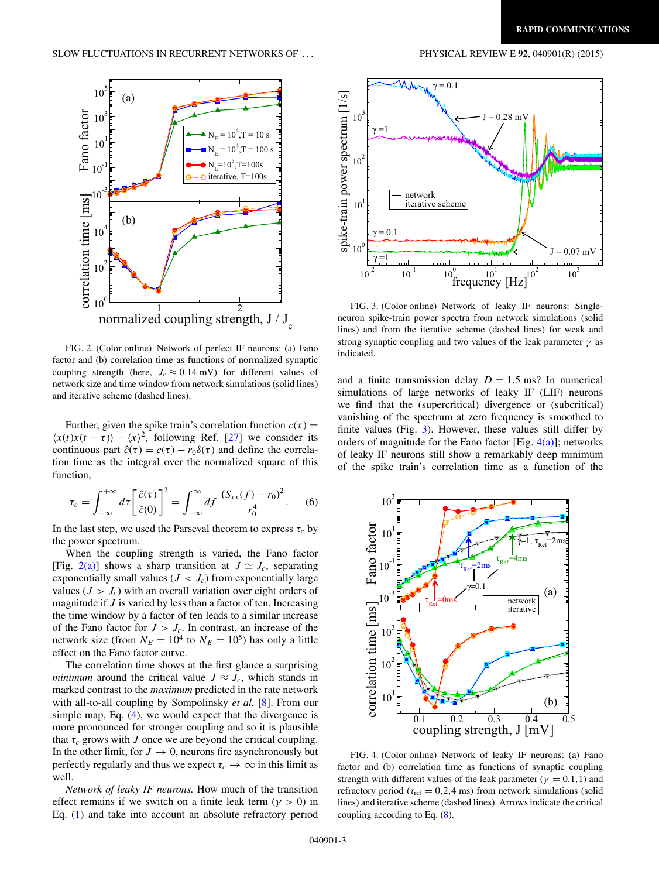(a)

Fano factor

$N_E = 10^4, T = 10$ s

$N_E = 10^4, T = 100$ s

$N_E = 10^5, T = 100$s

iterative, T=100s

(b)

correlation time [ms]

normalized coupling strength, $J / J_c$

FIG. 2. (Color online) Network of perfect IF neurons: (a) Fano factor and (b) correlation time as functions of normalized synaptic coupling strength (here, $J_c \approx 0.14$ mV) for different values of network size and time window from network simulations (solid lines) and iterative scheme (dashed lines).

Further, given the spike train's correlation function $c(\tau) = \langle x(t)x(t+\tau)\rangle - \langle x\rangle^2$, following Ref. [27] we consider its continuous part $\hat{c}(\tau) = c(\tau) - r_0\delta(\tau)$ and define the correlation time as the integral over the normalized square of this function,

$$\tau_c = \int_{-\infty}^{+\infty} d\tau \left[\frac{\hat{c}(\tau)}{\hat{c}(0)}\right]^2 = \int_{-\infty}^{\infty} df \, \frac{(S_{xx}(f) - r_0)^2}{r_0^4}. \quad (6)$$

In the last step, we used the Parseval theorem to express $\tau_c$ by the power spectrum.

When the coupling strength is varied, the Fano factor [Fig. 2(a)] shows a sharp transition at $J \simeq J_c$, separating exponentially small values ($J < J_c$) from exponentially large values ($J > J_c$) with an overall variation over eight orders of magnitude if $J$ is varied by less than a factor of ten. Increasing the time window by a factor of ten leads to a similar increase of the Fano factor for $J > J_c$. In contrast, an increase of the network size (from $N_E = 10^4$ to $N_E = 10^5$) has only a little effect on the Fano factor curve.

The correlation time shows at the first glance a surprising *minimum* around the critical value $J \approx J_c$, which stands in marked contrast to the *maximum* predicted in the rate network with all-to-all coupling by Sompolinsky *et al.* [8]. From our simple map, Eq. (4), we would expect that the divergence is more pronounced for stronger coupling and so it is plausible that $\tau_c$ grows with $J$ once we are beyond the critical coupling. In the other limit, for $J \to 0$, neurons fire asynchronously but perfectly regularly and thus we expect $\tau_c \to \infty$ in this limit as well.

*Network of leaky IF neurons.* How much of the transition effect remains if we switch on a finite leak term ($\gamma > 0$) in Eq. (1) and take into account an absolute refractory period and a finite transmission delay $D = 1.5$ ms? In numerical simulations of large networks of leaky IF (LIF) neurons we find that the (supercritical) divergence or (subcritical) vanishing of the spectrum at zero frequency is smoothed to finite values (Fig. 3). However, these values still differ by orders of magnitude for the Fano factor [Fig. 4(a)]; networks of leaky IF neurons still show a remarkably deep minimum of the spike train's correlation time as a function of the

spike-train power spectrum [1/s]

$\gamma = 0.1$

$\gamma = 1$

J = 0.28 mV

network

iterative scheme

$\gamma = 0.1$

$\gamma = 1$

J = 0.07 mV

frequency [Hz]

FIG. 3. (Color online) Network of leaky IF neurons: Single-neuron spike-train power spectra from network simulations (solid lines) and from the iterative scheme (dashed lines) for weak and strong synaptic coupling and two values of the leak parameter $\gamma$ as indicated.

Fano factor

$\gamma$=1, $\tau_{Ref}$=2ms

$\tau_{Ref}$=4ms

$\tau_{Ref}$=2ms

$\gamma$=0.1

$\tau_{Ref}$=0ms

network

iterative

(a)

correlation time [ms]

(b)

coupling strength, J [mV]

FIG. 4. (Color online) Network of leaky IF neurons: (a) Fano factor and (b) correlation time as functions of synaptic coupling strength with different values of the leak parameter ($\gamma = 0.1, 1$) and refractory period ($\tau_{\rm ref} = 0,2,4$ ms) from network simulations (solid lines) and iterative scheme (dashed lines). Arrows indicate the critical coupling according to Eq. (8).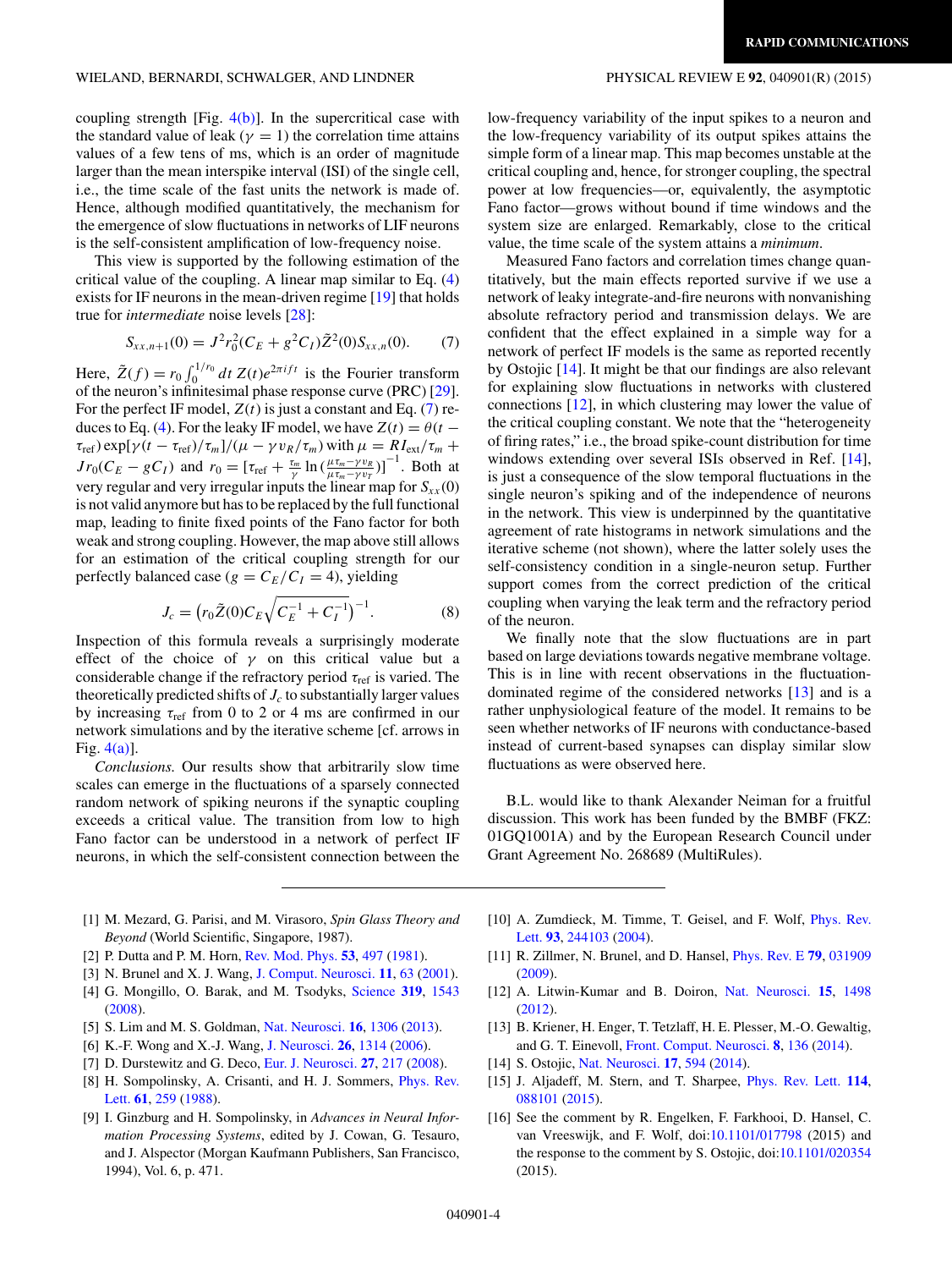coupling strength [Fig. 4(b)]. In the supercritical case with the standard value of leak ($\gamma = 1$) the correlation time attains values of a few tens of ms, which is an order of magnitude larger than the mean interspike interval (ISI) of the single cell, i.e., the time scale of the fast units the network is made of. Hence, although modified quantitatively, the mechanism for the emergence of slow fluctuations in networks of LIF neurons is the self-consistent amplification of low-frequency noise.

This view is supported by the following estimation of the critical value of the coupling. A linear map similar to Eq. (4) exists for IF neurons in the mean-driven regime [19] that holds true for *intermediate* noise levels [28]:

$$S_{xx,n+1}(0) = J^2 r_0^2 (C_E + g^2 C_I) \tilde{Z}^2(0) S_{xx,n}(0). \tag{7}$$

Here, $\tilde{Z}(f) = r_0 \int_0^{1/r_0} dt\, Z(t) e^{2\pi i f t}$ is the Fourier transform of the neuron's infinitesimal phase response curve (PRC) [29]. For the perfect IF model, $Z(t)$ is just a constant and Eq. (7) reduces to Eq. (4). For the leaky IF model, we have $Z(t) = \theta(t - \tau_{\text{ref}}) \exp[\gamma(t - \tau_{\text{ref}})/\tau_m]/(\mu - \gamma v_R/\tau_m)$ with $\mu = R I_{\text{ext}}/\tau_m + J r_0 (C_E - g C_I)$ and $r_0 = [\tau_{\text{ref}} + \frac{\tau_m}{\gamma} \ln(\frac{\mu \tau_m - \gamma v_R}{\mu \tau_m - \gamma v_T})]^{-1}$. Both at very regular and very irregular inputs the linear map for $S_{xx}(0)$ is not valid anymore but has to be replaced by the full functional map, leading to finite fixed points of the Fano factor for both weak and strong coupling. However, the map above still allows for an estimation of the critical coupling strength for our perfectly balanced case ($g = C_E/C_I = 4$), yielding

$$J_c = \left( r_0 \tilde{Z}(0) C_E \sqrt{C_E^{-1} + C_I^{-1}} \right)^{-1}. \tag{8}$$

Inspection of this formula reveals a surprisingly moderate effect of the choice of $\gamma$ on this critical value but a considerable change if the refractory period $\tau_{\text{ref}}$ is varied. The theoretically predicted shifts of $J_c$ to substantially larger values by increasing $\tau_{\text{ref}}$ from 0 to 2 or 4 ms are confirmed in our network simulations and by the iterative scheme [cf. arrows in Fig. 4(a)].

*Conclusions.* Our results show that arbitrarily slow time scales can emerge in the fluctuations of a sparsely connected random network of spiking neurons if the synaptic coupling exceeds a critical value. The transition from low to high Fano factor can be understood in a network of perfect IF neurons, in which the self-consistent connection between the low-frequency variability of the input spikes to a neuron and the low-frequency variability of its output spikes attains the simple form of a linear map. This map becomes unstable at the critical coupling and, hence, for stronger coupling, the spectral power at low frequencies—or, equivalently, the asymptotic Fano factor—grows without bound if time windows and the system size are enlarged. Remarkably, close to the critical value, the time scale of the system attains a *minimum*.

Measured Fano factors and correlation times change quantitatively, but the main effects reported survive if we use a network of leaky integrate-and-fire neurons with nonvanishing absolute refractory period and transmission delays. We are confident that the effect explained in a simple way for a network of perfect IF models is the same as reported recently by Ostojic [14]. It might be that our findings are also relevant for explaining slow fluctuations in networks with clustered connections [12], in which clustering may lower the value of the critical coupling constant. We note that the "heterogeneity of firing rates," i.e., the broad spike-count distribution for time windows extending over several ISIs observed in Ref. [14], is just a consequence of the slow temporal fluctuations in the single neuron's spiking and of the independence of neurons in the network. This view is underpinned by the quantitative agreement of rate histograms in network simulations and the iterative scheme (not shown), where the latter solely uses the self-consistency condition in a single-neuron setup. Further support comes from the correct prediction of the critical coupling when varying the leak term and the refractory period of the neuron.

We finally note that the slow fluctuations are in part based on large deviations towards negative membrane voltage. This is in line with recent observations in the fluctuation-dominated regime of the considered networks [13] and is a rather unphysiological feature of the model. It remains to be seen whether networks of IF neurons with conductance-based instead of current-based synapses can display similar slow fluctuations as were observed here.

B.L. would like to thank Alexander Neiman for a fruitful discussion. This work has been funded by the BMBF (FKZ: 01GQ1001A) and by the European Research Council under Grant Agreement No. 268689 (MultiRules).

---

[1] M. Mezard, G. Parisi, and M. Virasoro, *Spin Glass Theory and Beyond* (World Scientific, Singapore, 1987).

[2] P. Dutta and P. M. Horn, Rev. Mod. Phys. **53**, 497 (1981).

[3] N. Brunel and X. J. Wang, J. Comput. Neurosci. **11**, 63 (2001).

[4] G. Mongillo, O. Barak, and M. Tsodyks, Science **319**, 1543 (2008).

[5] S. Lim and M. S. Goldman, Nat. Neurosci. **16**, 1306 (2013).

[6] K.-F. Wong and X.-J. Wang, J. Neurosci. **26**, 1314 (2006).

[7] D. Durstewitz and G. Deco, Eur. J. Neurosci. **27**, 217 (2008).

[8] H. Sompolinsky, A. Crisanti, and H. J. Sommers, Phys. Rev. Lett. **61**, 259 (1988).

[9] I. Ginzburg and H. Sompolinsky, in *Advances in Neural Information Processing Systems*, edited by J. Cowan, G. Tesauro, and J. Alspector (Morgan Kaufmann Publishers, San Francisco, 1994), Vol. 6, p. 471.

[10] A. Zumdieck, M. Timme, T. Geisel, and F. Wolf, Phys. Rev. Lett. **93**, 244103 (2004).

[11] R. Zillmer, N. Brunel, and D. Hansel, Phys. Rev. E **79**, 031909 (2009).

[12] A. Litwin-Kumar and B. Doiron, Nat. Neurosci. **15**, 1498 (2012).

[13] B. Kriener, H. Enger, T. Tetzlaff, H. E. Plesser, M.-O. Gewaltig, and G. T. Einevoll, Front. Comput. Neurosci. **8**, 136 (2014).

[14] S. Ostojic, Nat. Neurosci. **17**, 594 (2014).

[15] J. Aljadeff, M. Stern, and T. Sharpee, Phys. Rev. Lett. **114**, 088101 (2015).

[16] See the comment by R. Engelken, F. Farkhooi, D. Hansel, C. van Vreeswijk, and F. Wolf, doi:10.1101/017798 (2015) and the response to the comment by S. Ostojic, doi:10.1101/020354 (2015).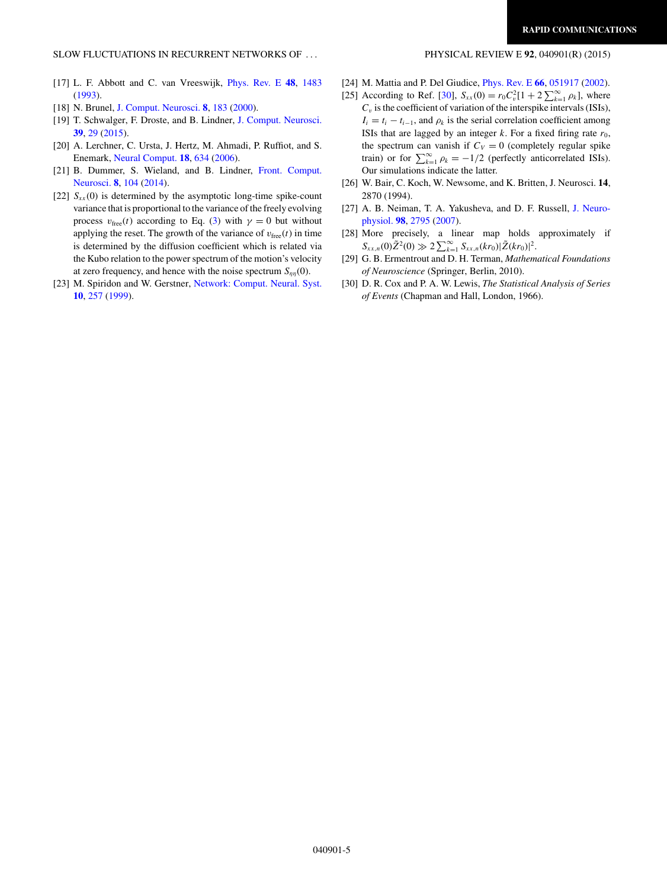[17] L. F. Abbott and C. van Vreeswijk, Phys. Rev. E **48**, 1483 (1993).

[18] N. Brunel, J. Comput. Neurosci. **8**, 183 (2000).

[19] T. Schwalger, F. Droste, and B. Lindner, J. Comput. Neurosci. **39**, 29 (2015).

[20] A. Lerchner, C. Ursta, J. Hertz, M. Ahmadi, P. Ruffiot, and S. Enemark, Neural Comput. **18**, 634 (2006).

[21] B. Dummer, S. Wieland, and B. Lindner, Front. Comput. Neurosci. **8**, 104 (2014).

[22] $S_{xx}(0)$ is determined by the asymptotic long-time spike-count variance that is proportional to the variance of the freely evolving process $v_{\text{free}}(t)$ according to Eq. (3) with $\gamma = 0$ but without applying the reset. The growth of the variance of $v_{\text{free}}(t)$ in time is determined by the diffusion coefficient which is related via the Kubo relation to the power spectrum of the motion's velocity at zero frequency, and hence with the noise spectrum $S_{\eta\eta}(0)$.

[23] M. Spiridon and W. Gerstner, Network: Comput. Neural. Syst. **10**, 257 (1999).

[24] M. Mattia and P. Del Giudice, Phys. Rev. E **66**, 051917 (2002).

[25] According to Ref. [30], $S_{xx}(0) = r_0 C_v^2 [1 + 2\sum_{k=1}^{\infty} \rho_k]$, where $C_v$ is the coefficient of variation of the interspike intervals (ISIs), $I_i = t_i - t_{i-1}$, and $\rho_k$ is the serial correlation coefficient among ISIs that are lagged by an integer $k$. For a fixed firing rate $r_0$, the spectrum can vanish if $C_V = 0$ (completely regular spike train) or for $\sum_{k=1}^{\infty} \rho_k = -1/2$ (perfectly anticorrelated ISIs). Our simulations indicate the latter.

[26] W. Bair, C. Koch, W. Newsome, and K. Britten, J. Neurosci. **14**, 2870 (1994).

[27] A. B. Neiman, T. A. Yakusheva, and D. F. Russell, J. Neurophysiol. **98**, 2795 (2007).

[28] More precisely, a linear map holds approximately if $S_{xx,n}(0)\tilde{Z}^2(0) \gg 2\sum_{k=1}^{\infty} S_{xx,n}(kr_0)|\tilde{Z}(kr_0)|^2$.

[29] G. B. Ermentrout and D. H. Terman, *Mathematical Foundations of Neuroscience* (Springer, Berlin, 2010).

[30] D. R. Cox and P. A. W. Lewis, *The Statistical Analysis of Series of Events* (Chapman and Hall, London, 1966).